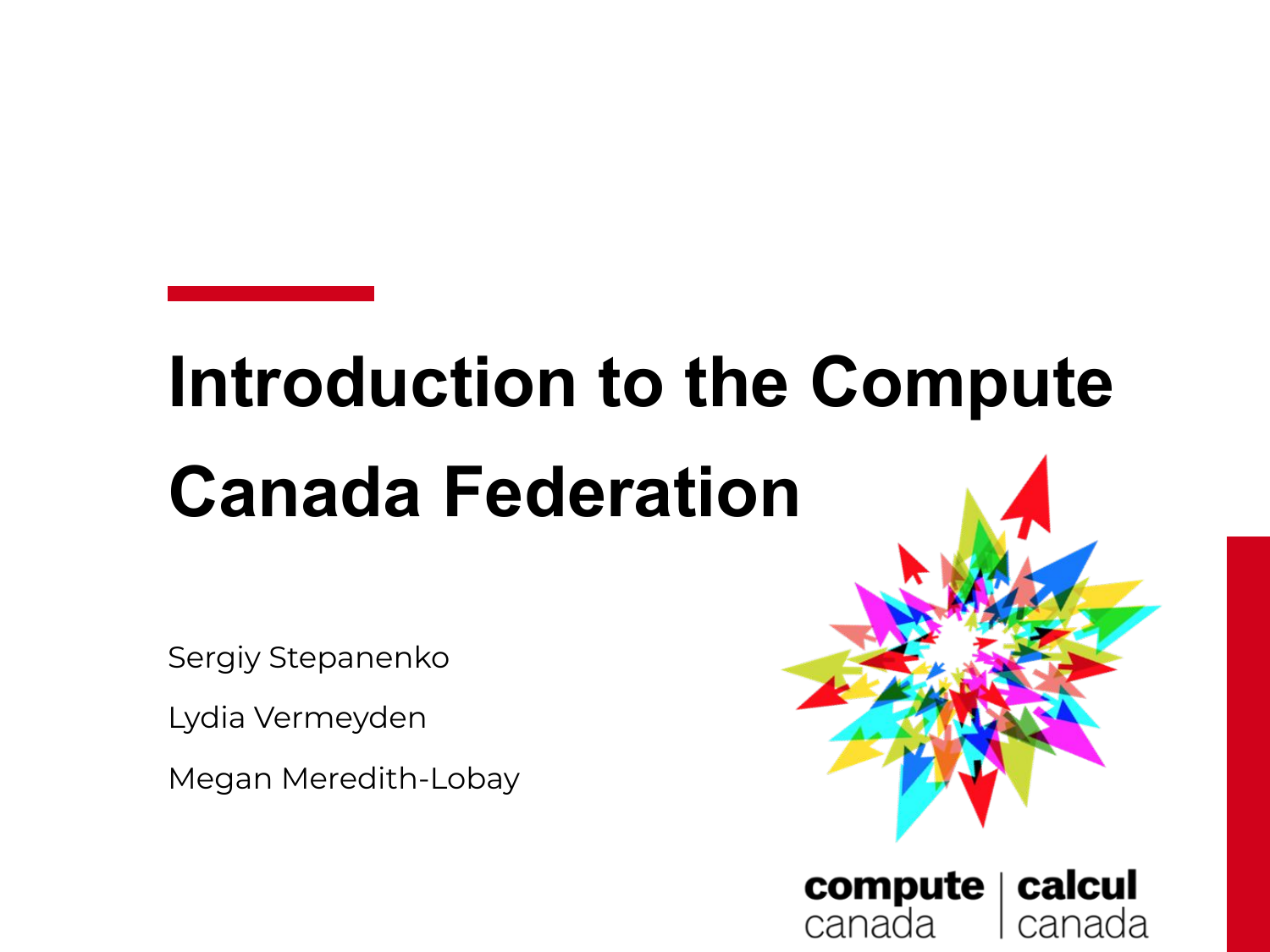# Introduction to the Compute Canada Federation

Sergiy Stepanenko

Lydia Vermeyden

Megan Meredith-Lobay

compute canada | calcul canada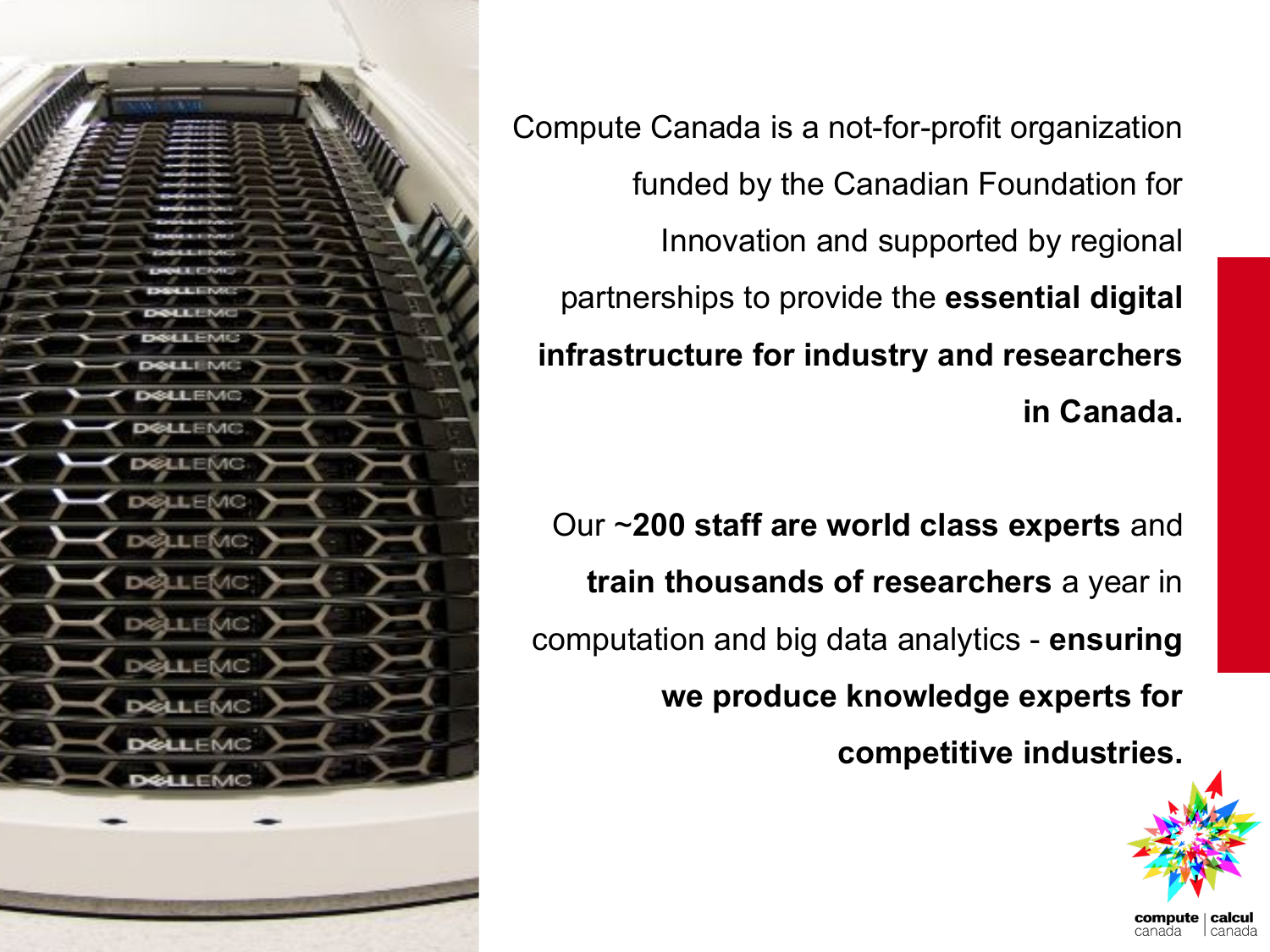Compute Canada is a not-for-profit organization funded by the Canadian Foundation for Innovation and supported by regional partnerships to provide the **essential digital infrastructure for industry and researchers in Canada.**

Our ~**200 staff are world class experts** and **train thousands of researchers** a year in computation and big data analytics - **ensuring we produce knowledge experts for competitive industries.**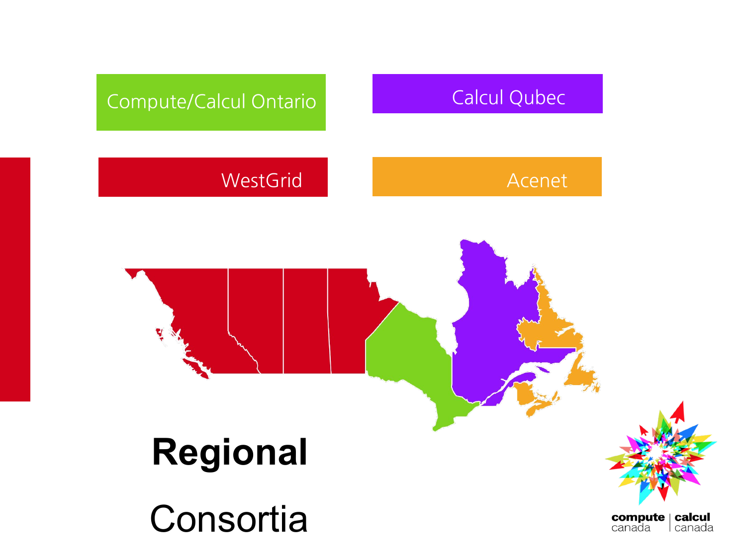Compute/Calcul Ontario

Calcul Qubec

WestGrid

Acenet

# **Regional**

# Consortia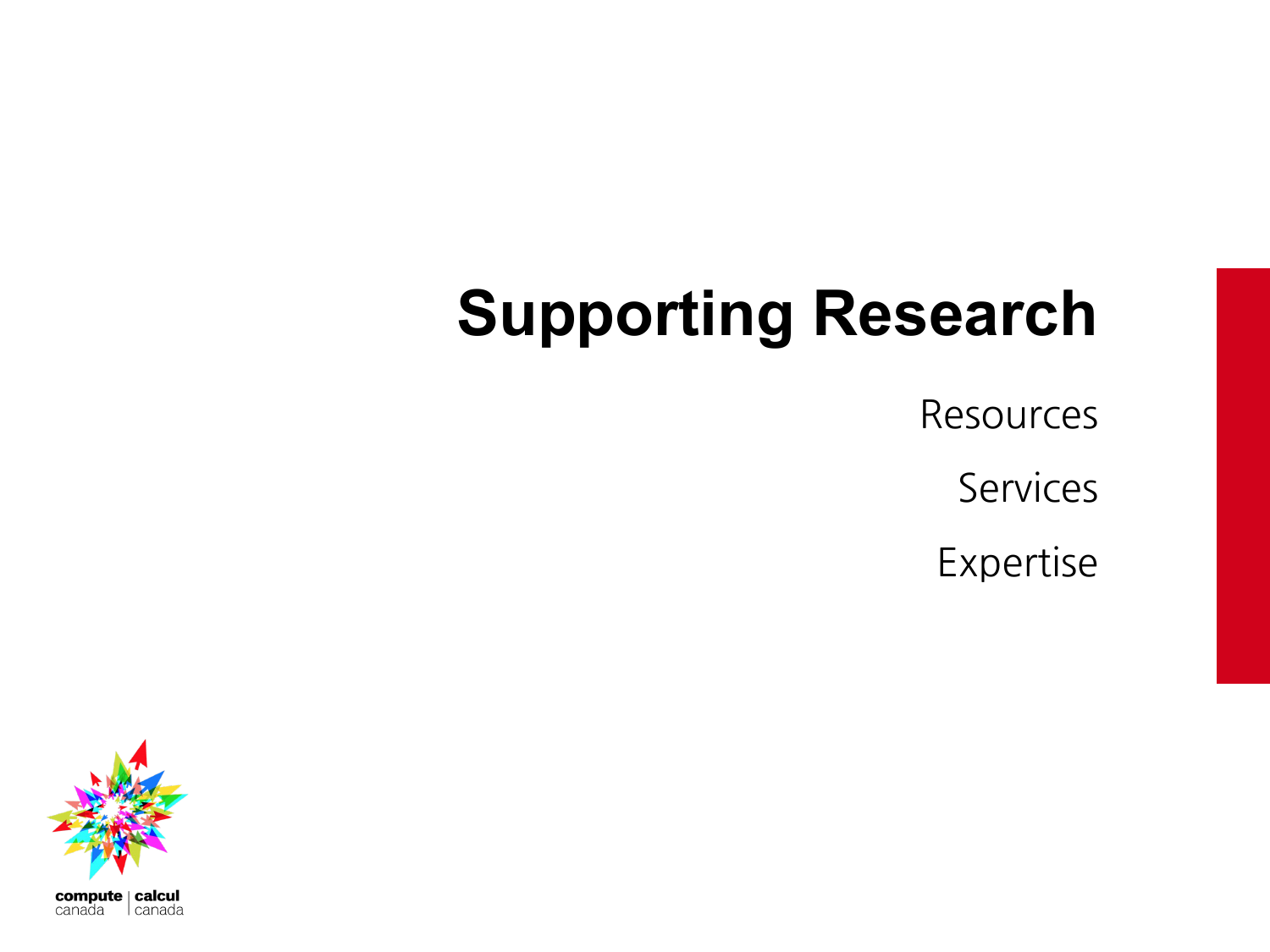# Supporting Research

Resources

Services

Expertise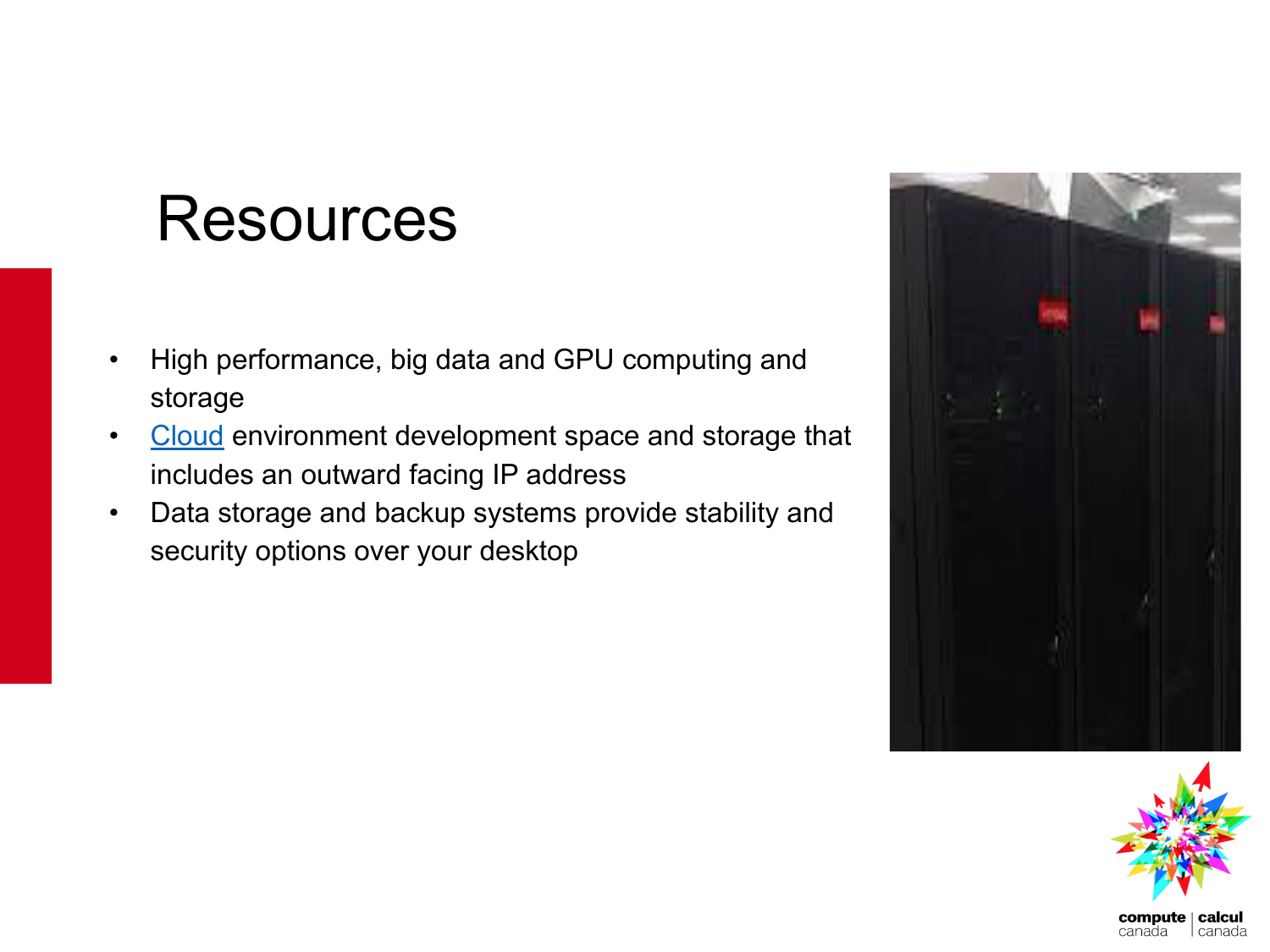# Resources

- High performance, big data and GPU computing and storage
- Cloud environment development space and storage that includes an outward facing IP address
- Data storage and backup systems provide stability and security options over your desktop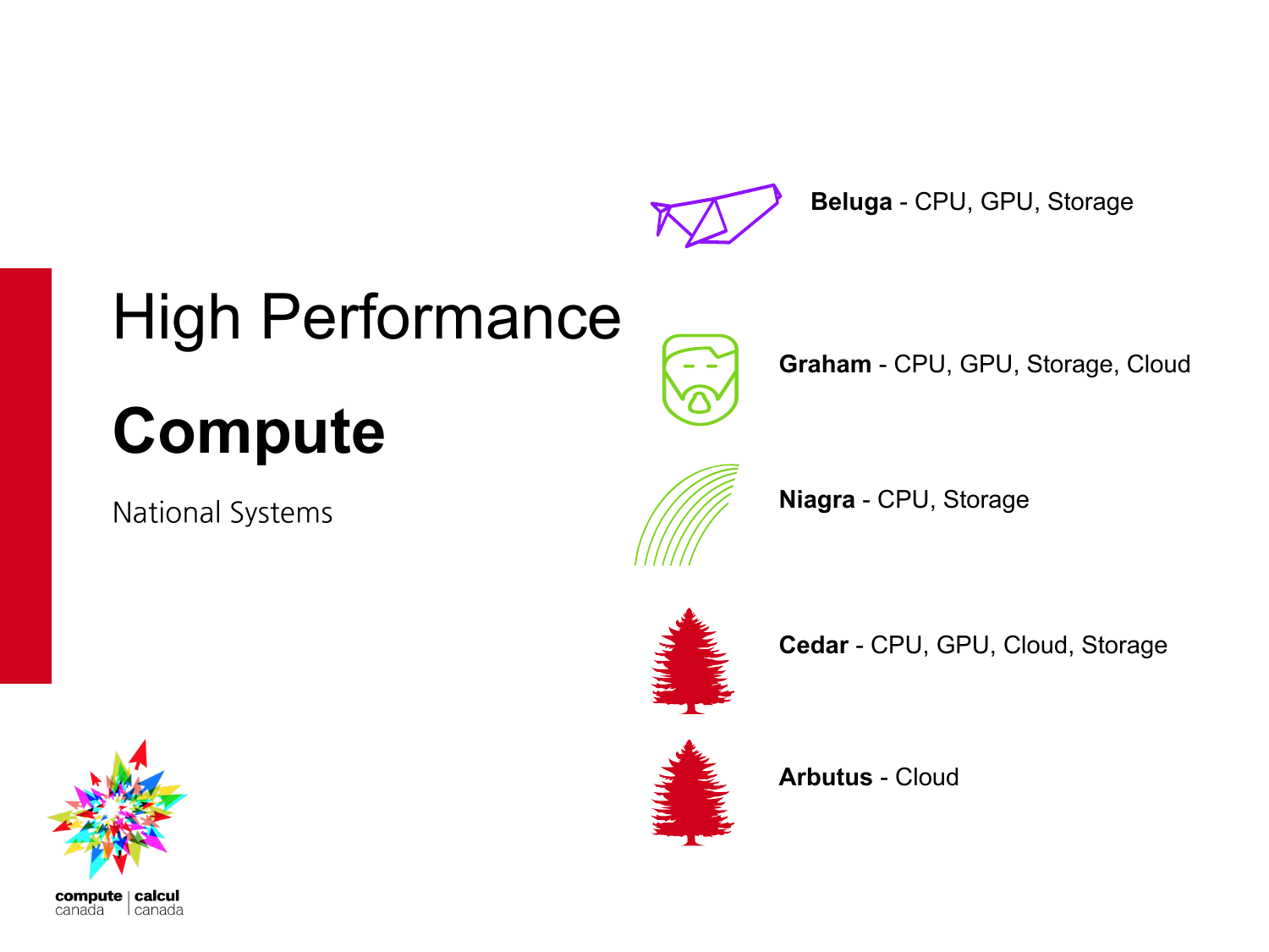# High Performance

# **Compute**

National Systems

**Beluga** - CPU, GPU, Storage

**Graham** - CPU, GPU, Storage, Cloud

**Niagra** - CPU, Storage

**Cedar** - CPU, GPU, Cloud, Storage

**Arbutus** - Cloud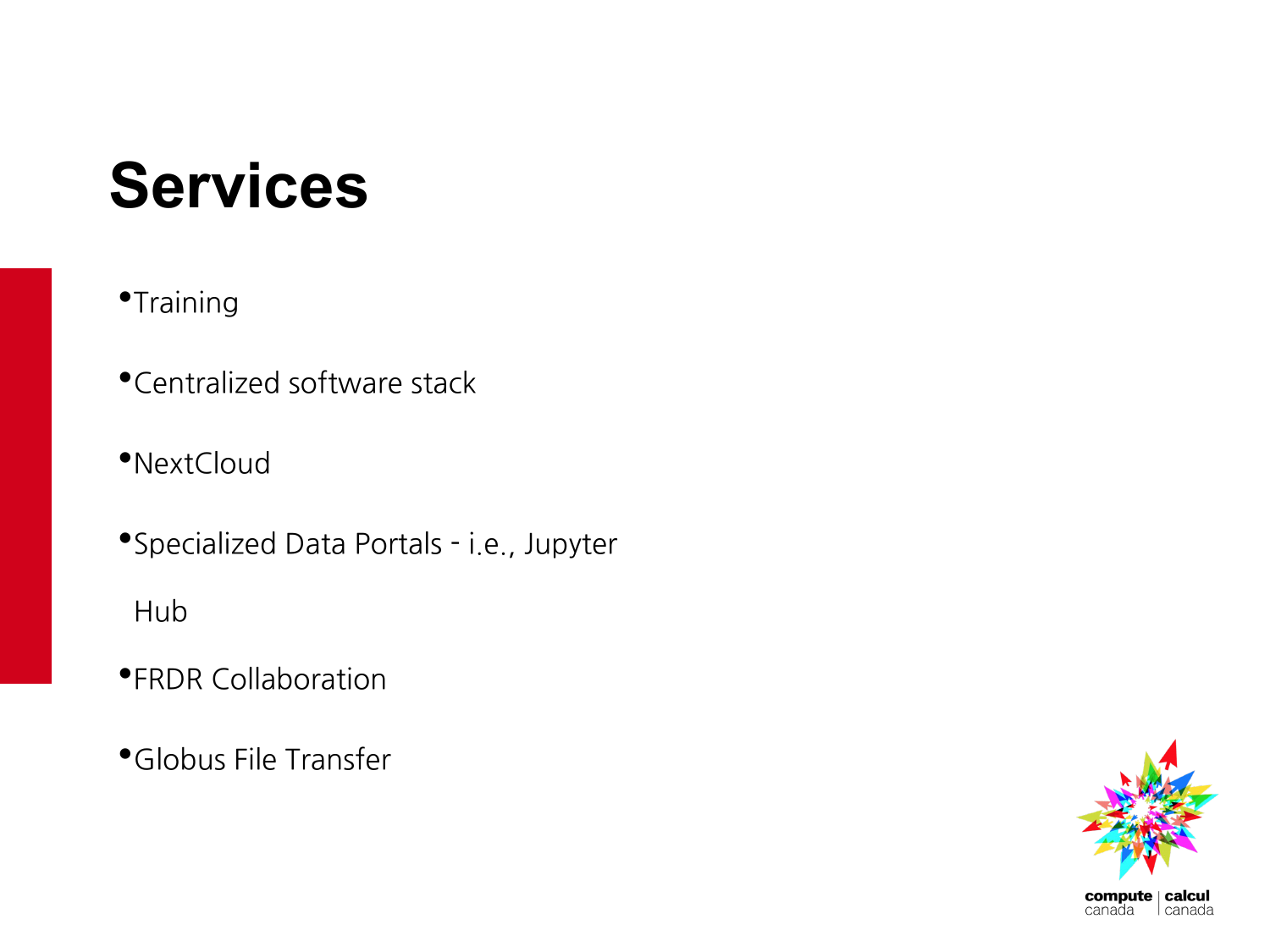# Services

- Training
- Centralized software stack
- NextCloud
- Specialized Data Portals - i.e., Jupyter Hub
- FRDR Collaboration
- Globus File Transfer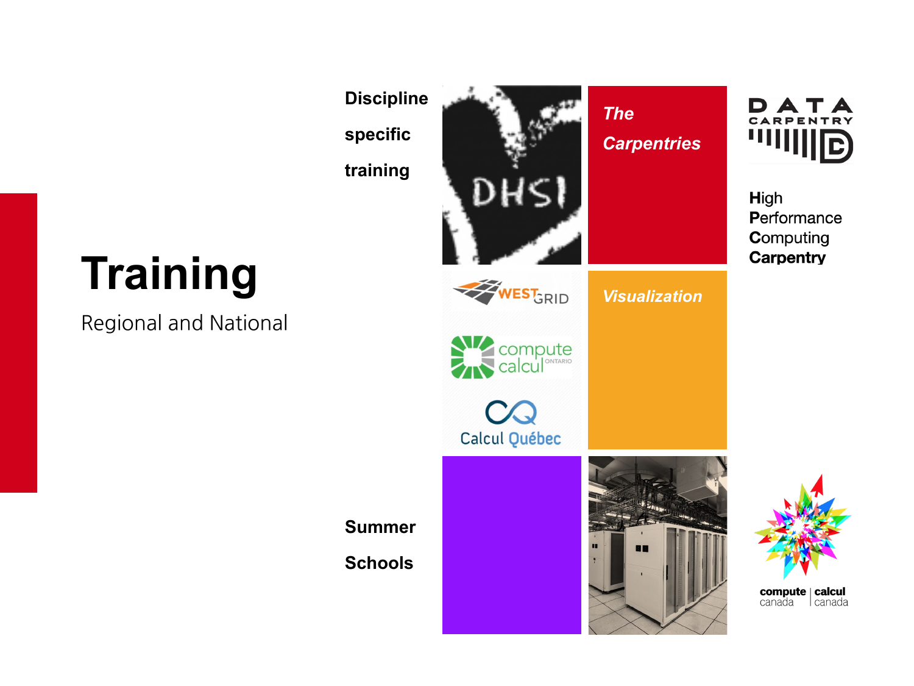# Training

Regional and National

**Discipline specific training**

DHSI

***The Carpentries***

DATA CARPENTRY

**H**igh
**P**erformance
**C**omputing
**Carpentry**

WESTGRID

compute calcul ONTARIO

Calcul Québec

***Visualization***

**Summer Schools**

compute | calcul
canada | canada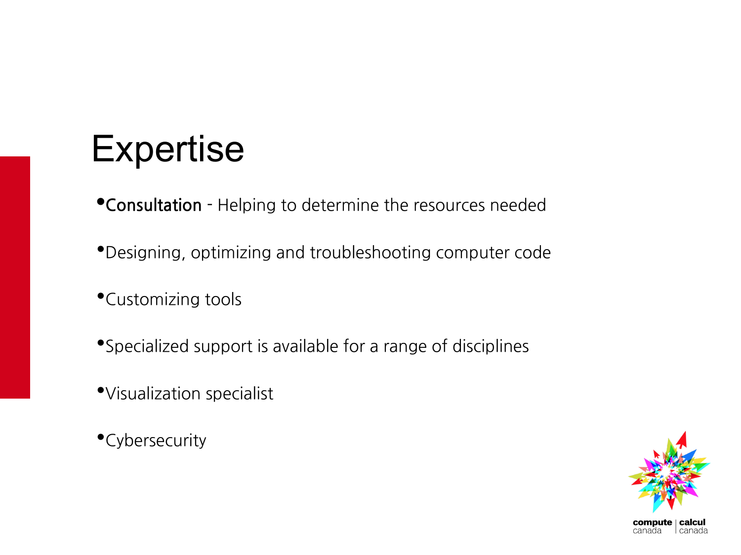# Expertise

- **Consultation** - Helping to determine the resources needed
- Designing, optimizing and troubleshooting computer code
- Customizing tools
- Specialized support is available for a range of disciplines
- Visualization specialist
- Cybersecurity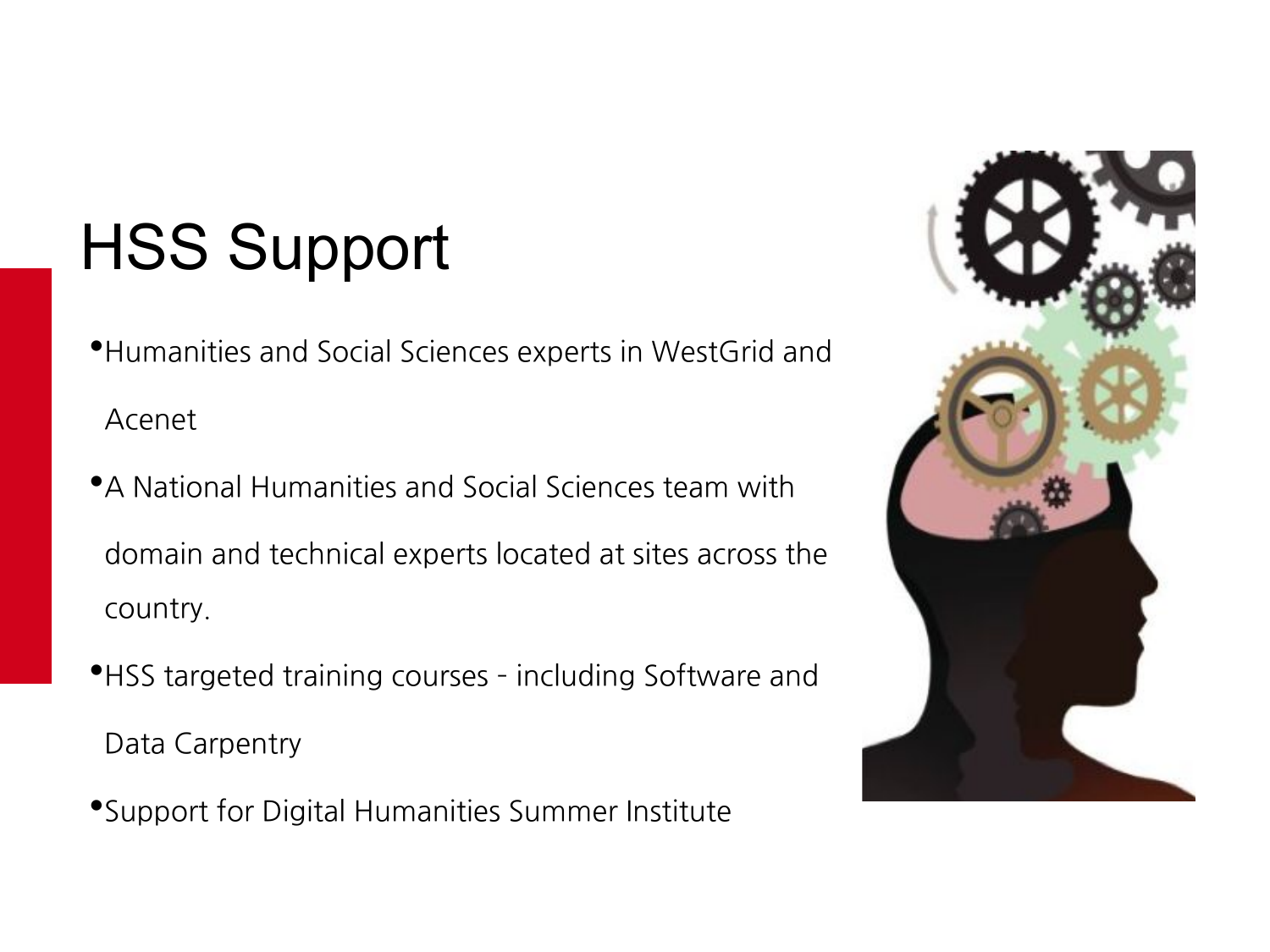# HSS Support

- Humanities and Social Sciences experts in WestGrid and Acenet
- A National Humanities and Social Sciences team with domain and technical experts located at sites across the country.
- HSS targeted training courses - including Software and Data Carpentry
- Support for Digital Humanities Summer Institute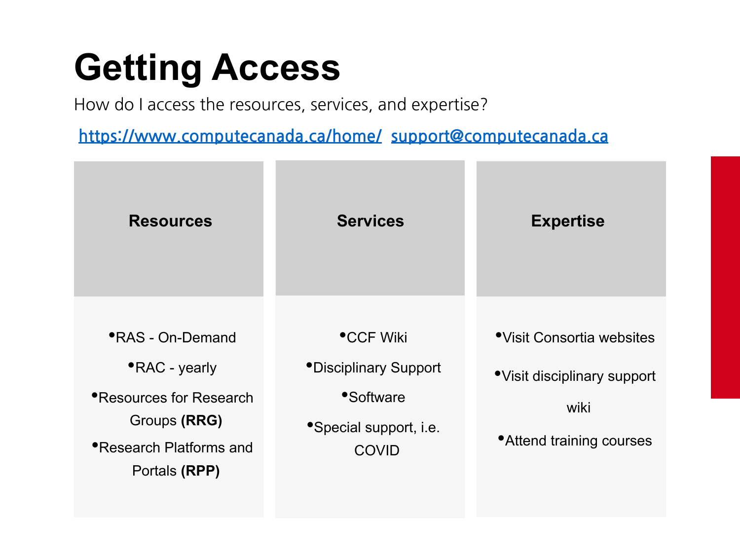# Getting Access

How do I access the resources, services, and expertise?

https://www.computecanada.ca/home/  support@computecanada.ca

| Resources | Services | Expertise |
|---|---|---|
| • RAS - On-Demand<br>• RAC - yearly<br>• Resources for Research Groups **(RRG)**<br>• Research Platforms and Portals **(RPP)** | • CCF Wiki<br>• Disciplinary Support<br>• Software<br>• Special support, i.e. COVID | • Visit Consortia websites<br>• Visit disciplinary support wiki<br>• Attend training courses |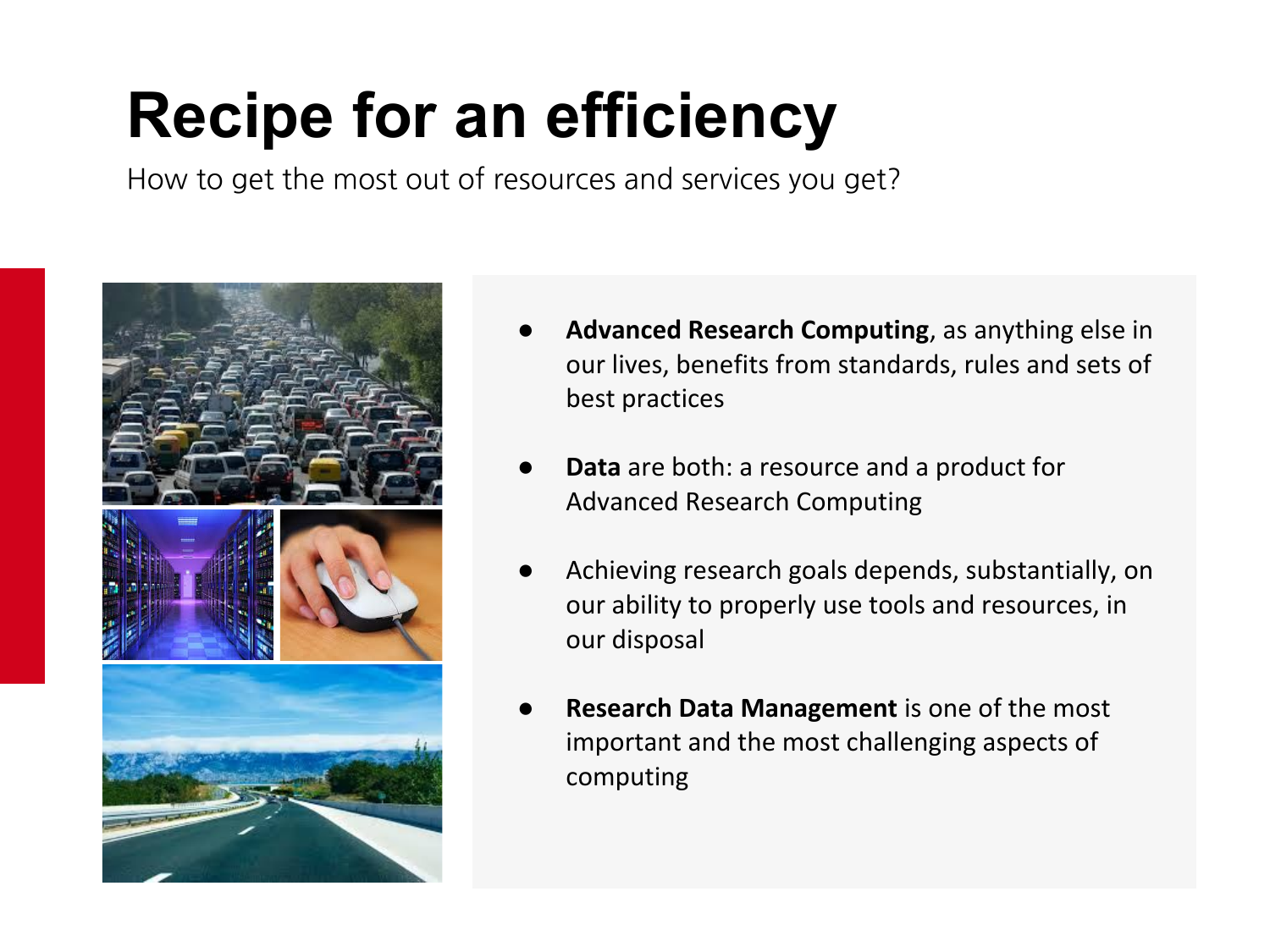# Recipe for an efficiency

How to get the most out of resources and services you get?

- **Advanced Research Computing**, as anything else in our lives, benefits from standards, rules and sets of best practices
- **Data** are both: a resource and a product for Advanced Research Computing
- Achieving research goals depends, substantially, on our ability to properly use tools and resources, in our disposal
- **Research Data Management** is one of the most important and the most challenging aspects of computing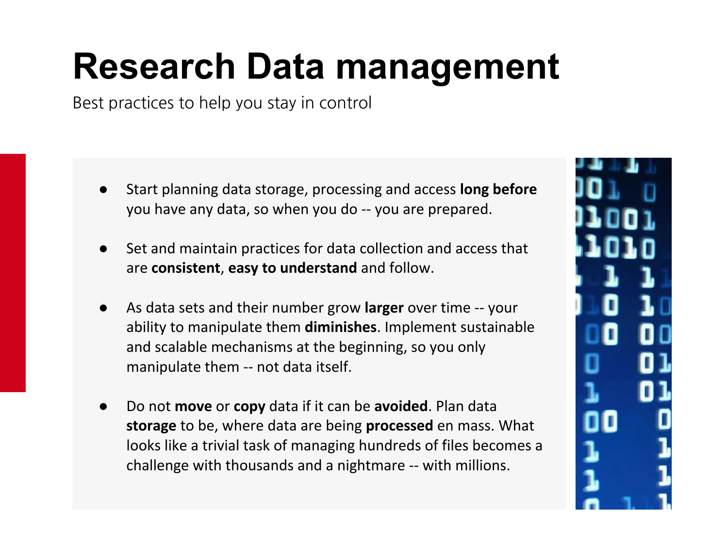# Research Data management

Best practices to help you stay in control

- Start planning data storage, processing and access **long before** you have any data, so when you do -- you are prepared.
- Set and maintain practices for data collection and access that are **consistent**, **easy to understand** and follow.
- As data sets and their number grow **larger** over time -- your ability to manipulate them **diminishes**. Implement sustainable and scalable mechanisms at the beginning, so you only manipulate them -- not data itself.
- Do not **move** or **copy** data if it can be **avoided**. Plan data **storage** to be, where data are being **processed** en mass. What looks like a trivial task of managing hundreds of files becomes a challenge with thousands and a nightmare -- with millions.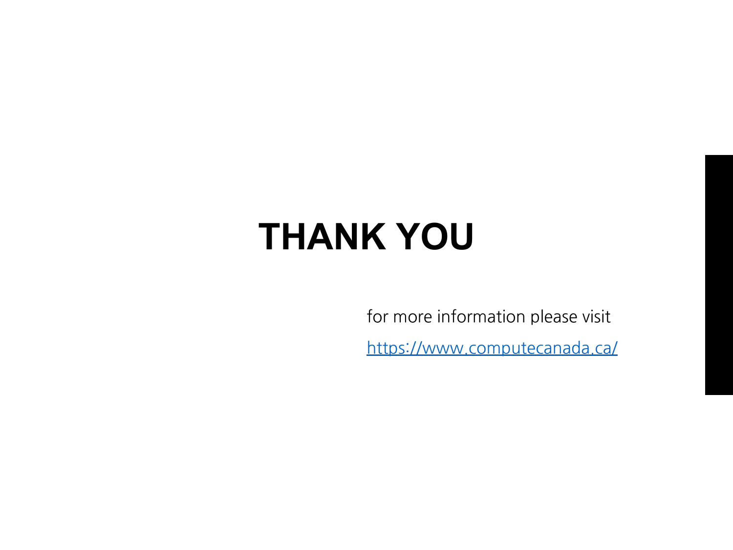# THANK YOU

for more information please visit

https://www.computecanada.ca/